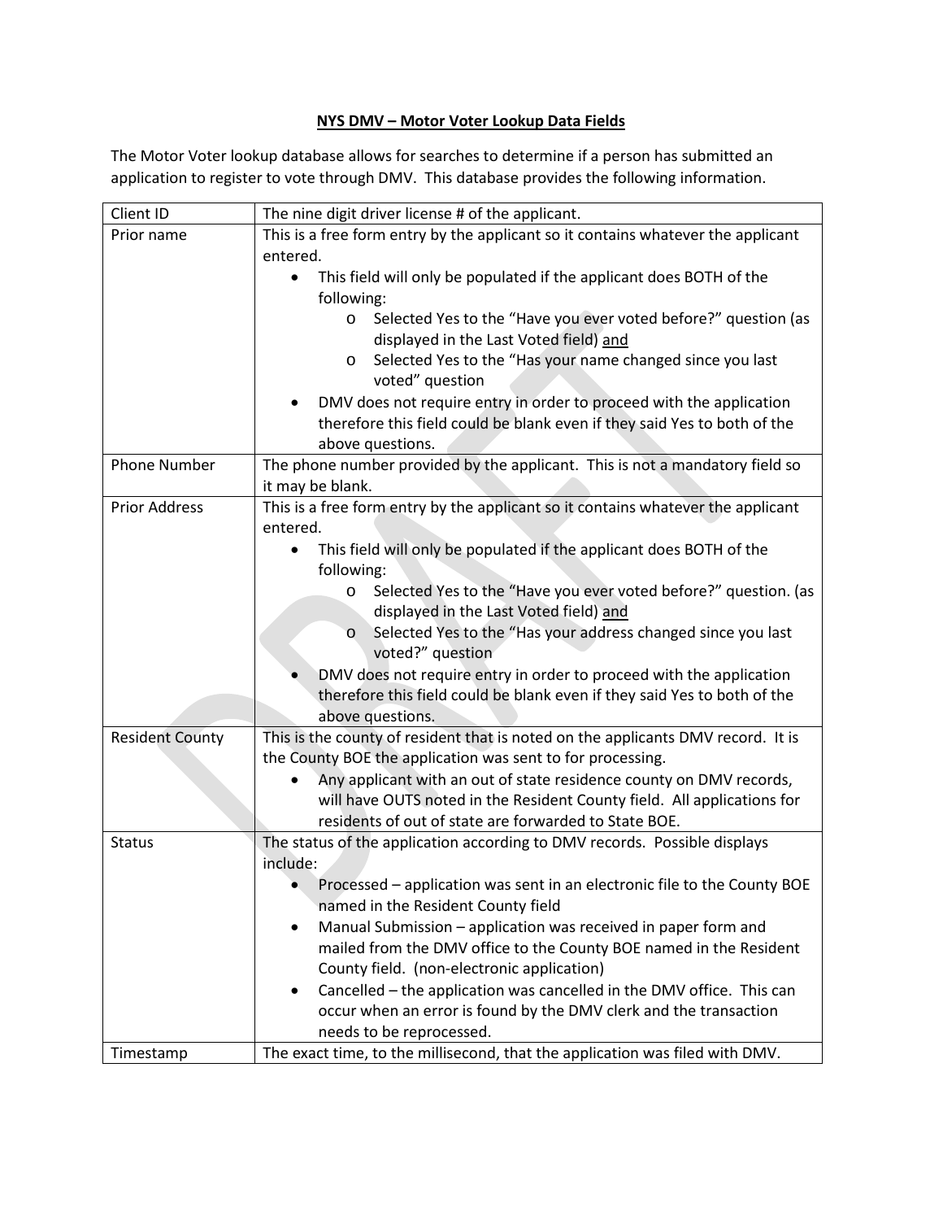**NYS DMV – Motor Voter Lookup Data Fields**

The Motor Voter lookup database allows for searches to determine if a person has submitted an application to register to vote through DMV. This database provides the following information.

| | |
|---|---|
| Client ID | The nine digit driver license # of the applicant. |
| Prior name | This is a free form entry by the applicant so it contains whatever the applicant entered.<br>• This field will only be populated if the applicant does BOTH of the following:<br>  o Selected Yes to the "Have you ever voted before?" question (as displayed in the Last Voted field) and<br>  o Selected Yes to the "Has your name changed since you last voted" question<br>• DMV does not require entry in order to proceed with the application therefore this field could be blank even if they said Yes to both of the above questions. |
| Phone Number | The phone number provided by the applicant. This is not a mandatory field so it may be blank. |
| Prior Address | This is a free form entry by the applicant so it contains whatever the applicant entered.<br>• This field will only be populated if the applicant does BOTH of the following:<br>  o Selected Yes to the "Have you ever voted before?" question. (as displayed in the Last Voted field) and<br>  o Selected Yes to the "Has your address changed since you last voted?" question<br>• DMV does not require entry in order to proceed with the application therefore this field could be blank even if they said Yes to both of the above questions. |
| Resident County | This is the county of resident that is noted on the applicants DMV record. It is the County BOE the application was sent to for processing.<br>• Any applicant with an out of state residence county on DMV records, will have OUTS noted in the Resident County field. All applications for residents of out of state are forwarded to State BOE. |
| Status | The status of the application according to DMV records. Possible displays include:<br>• Processed – application was sent in an electronic file to the County BOE named in the Resident County field<br>• Manual Submission – application was received in paper form and mailed from the DMV office to the County BOE named in the Resident County field. (non-electronic application)<br>• Cancelled – the application was cancelled in the DMV office. This can occur when an error is found by the DMV clerk and the transaction needs to be reprocessed. |
| Timestamp | The exact time, to the millisecond, that the application was filed with DMV. |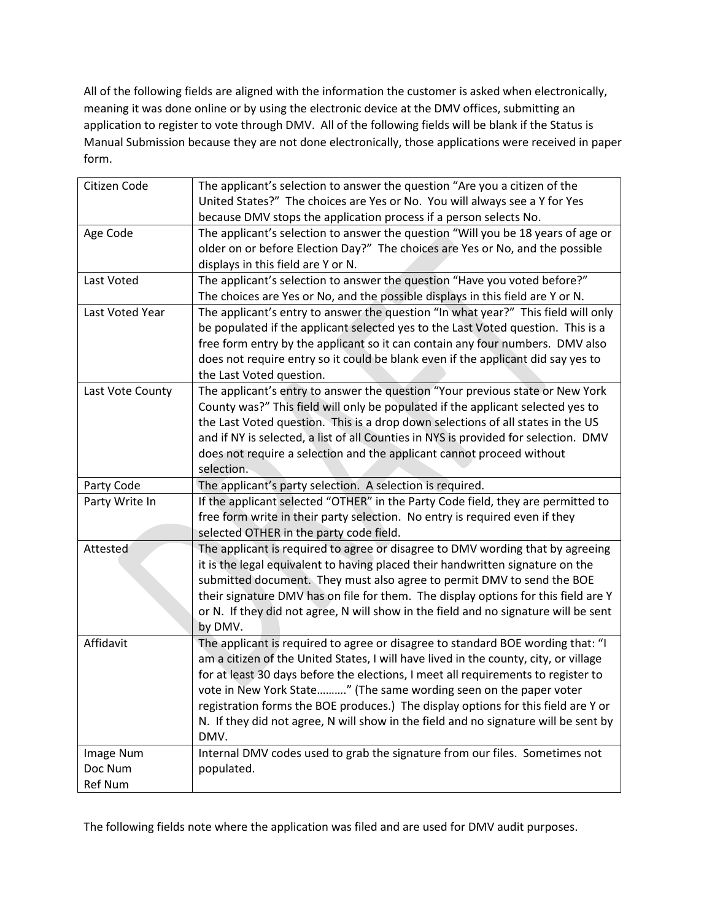All of the following fields are aligned with the information the customer is asked when electronically, meaning it was done online or by using the electronic device at the DMV offices, submitting an application to register to vote through DMV. All of the following fields will be blank if the Status is Manual Submission because they are not done electronically, those applications were received in paper form.

| Citizen Code | The applicant's selection to answer the question "Are you a citizen of the United States?" The choices are Yes or No. You will always see a Y for Yes because DMV stops the application process if a person selects No. |
|---|---|
| Age Code | The applicant's selection to answer the question "Will you be 18 years of age or older on or before Election Day?" The choices are Yes or No, and the possible displays in this field are Y or N. |
| Last Voted | The applicant's selection to answer the question "Have you voted before?" The choices are Yes or No, and the possible displays in this field are Y or N. |
| Last Voted Year | The applicant's entry to answer the question "In what year?" This field will only be populated if the applicant selected yes to the Last Voted question. This is a free form entry by the applicant so it can contain any four numbers. DMV also does not require entry so it could be blank even if the applicant did say yes to the Last Voted question. |
| Last Vote County | The applicant's entry to answer the question "Your previous state or New York County was?" This field will only be populated if the applicant selected yes to the Last Voted question. This is a drop down selections of all states in the US and if NY is selected, a list of all Counties in NYS is provided for selection. DMV does not require a selection and the applicant cannot proceed without selection. |
| Party Code | The applicant's party selection. A selection is required. |
| Party Write In | If the applicant selected "OTHER" in the Party Code field, they are permitted to free form write in their party selection. No entry is required even if they selected OTHER in the party code field. |
| Attested | The applicant is required to agree or disagree to DMV wording that by agreeing it is the legal equivalent to having placed their handwritten signature on the submitted document. They must also agree to permit DMV to send the BOE their signature DMV has on file for them. The display options for this field are Y or N. If they did not agree, N will show in the field and no signature will be sent by DMV. |
| Affidavit | The applicant is required to agree or disagree to standard BOE wording that: "I am a citizen of the United States, I will have lived in the county, city, or village for at least 30 days before the elections, I meet all requirements to register to vote in New York State………" (The same wording seen on the paper voter registration forms the BOE produces.) The display options for this field are Y or N. If they did not agree, N will show in the field and no signature will be sent by DMV. |
| Image Num<br>Doc Num<br>Ref Num | Internal DMV codes used to grab the signature from our files. Sometimes not populated. |

The following fields note where the application was filed and are used for DMV audit purposes.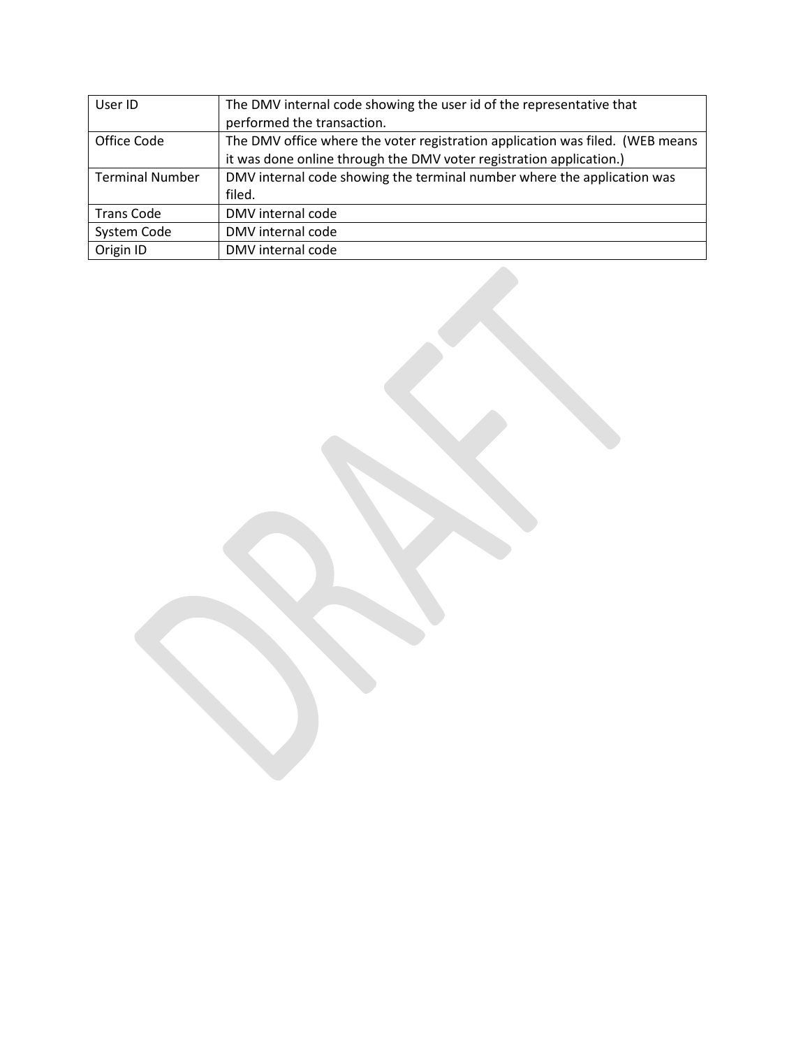| | |
|---|---|
| User ID | The DMV internal code showing the user id of the representative that performed the transaction. |
| Office Code | The DMV office where the voter registration application was filed. (WEB means it was done online through the DMV voter registration application.) |
| Terminal Number | DMV internal code showing the terminal number where the application was filed. |
| Trans Code | DMV internal code |
| System Code | DMV internal code |
| Origin ID | DMV internal code |